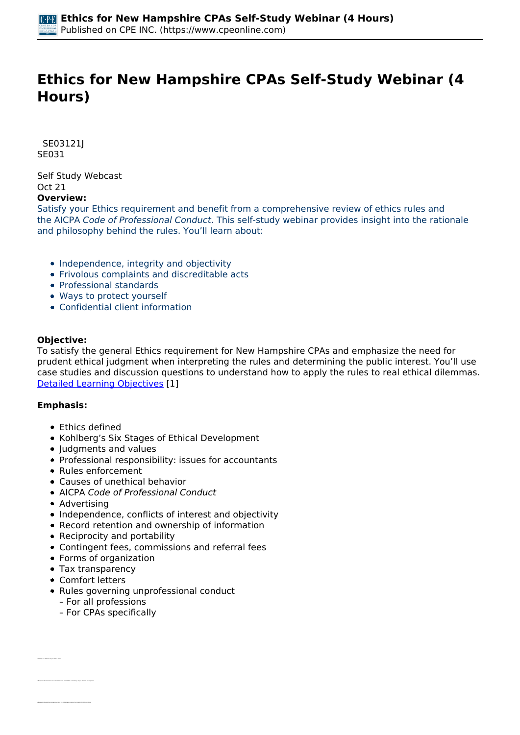# Ethics for New Hampshire CPAs Self-Study Webinar (4 Hours)

SE03121J
SE031

Self Study Webcast
Oct 21

**Overview:**

Satisfy your Ethics requirement and benefit from a comprehensive review of ethics rules and the AICPA *Code of Professional Conduct*. This self-study webinar provides insight into the rationale and philosophy behind the rules. You'll learn about:

- Independence, integrity and objectivity
- Frivolous complaints and discreditable acts
- Professional standards
- Ways to protect yourself
- Confidential client information

**Objective:**

To satisfy the general Ethics requirement for New Hampshire CPAs and emphasize the need for prudent ethical judgment when interpreting the rules and determining the public interest. You'll use case studies and discussion questions to understand how to apply the rules to real ethical dilemmas.
Detailed Learning Objectives [1]

**Emphasis:**

- Ethics defined
- Kohlberg's Six Stages of Ethical Development
- Judgments and values
- Professional responsibility: issues for accountants
- Rules enforcement
- Causes of unethical behavior
- AICPA *Code of Professional Conduct*
- Advertising
- Independence, conflicts of interest and objectivity
- Record retention and ownership of information
- Reciprocity and portability
- Contingent fees, commissions and referral fees
- Forms of organization
- Tax transparency
- Comfort letters
- Rules governing unprofessional conduct
  – For all professions
  – For CPAs specifically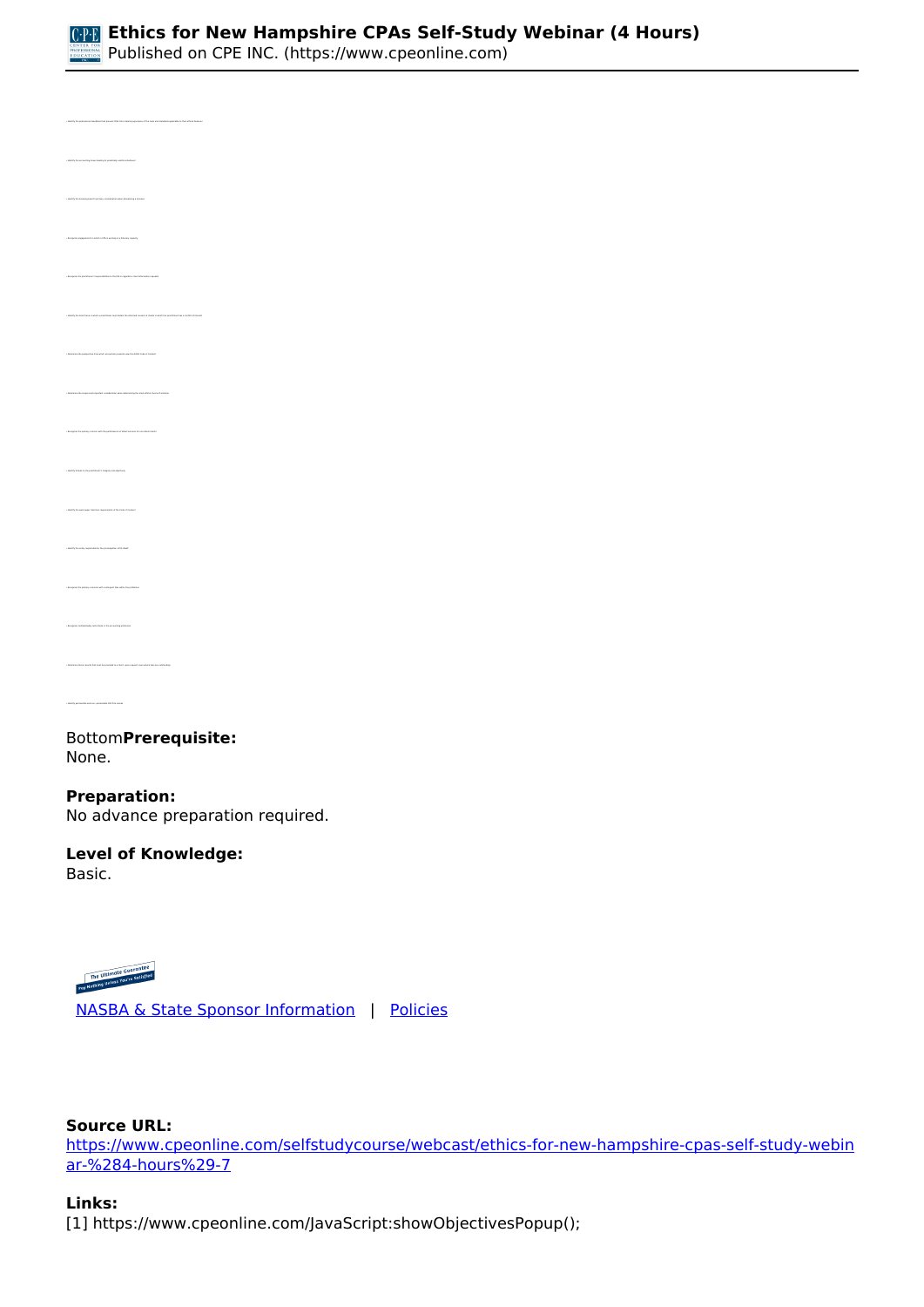Bottom**Prerequisite:**
None.

**Preparation:**
No advance preparation required.

**Level of Knowledge:**
Basic.

NASBA & State Sponsor Information | Policies

**Source URL:**
https://www.cpeonline.com/selfstudycourse/webcast/ethics-for-new-hampshire-cpas-self-study-webinar-%284-hours%29-7

**Links:**
[1] https://www.cpeonline.com/JavaScript:showObjectivesPopup();